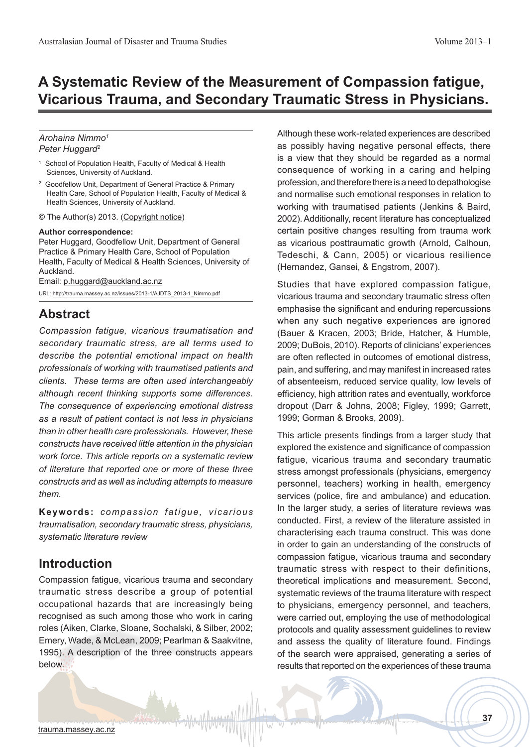# A Systematic Review of the Measurement of Compassion fatigue, Vicarious Trauma, and Secondary Traumatic Stress in Physicians.

*Arohaina Nimmo*[1]
*Peter Huggard*[2]

[1] School of Population Health, Faculty of Medical & Health Sciences, University of Auckland.

[2] Goodfellow Unit, Department of General Practice & Primary Health Care, School of Population Health, Faculty of Medical & Health Sciences, University of Auckland.

© The Author(s) 2013. (Copyright notice)

**Author correspondence:**
Peter Huggard, Goodfellow Unit, Department of General Practice & Primary Health Care, School of Population Health, Faculty of Medical & Health Sciences, University of Auckland.
Email: p.huggard@auckland.ac.nz

URL: http://trauma.massey.ac.nz/issues/2013-1/AJDTS_2013-1_Nimmo.pdf

## Abstract

*Compassion fatigue, vicarious traumatisation and secondary traumatic stress, are all terms used to describe the potential emotional impact on health professionals of working with traumatised patients and clients. These terms are often used interchangeably although recent thinking supports some differences. The consequence of experiencing emotional distress as a result of patient contact is not less in physicians than in other health care professionals. However, these constructs have received little attention in the physician work force. This article reports on a systematic review of literature that reported one or more of these three constructs and as well as including attempts to measure them.*

**Keywords:** *compassion fatigue, vicarious traumatisation, secondary traumatic stress, physicians, systematic literature review*

## Introduction

Compassion fatigue, vicarious trauma and secondary traumatic stress describe a group of potential occupational hazards that are increasingly being recognised as such among those who work in caring roles (Aiken, Clarke, Sloane, Sochalski, & Silber, 2002; Emery, Wade, & McLean, 2009; Pearlman & Saakvitne, 1995). A description of the three constructs appears below.

Although these work-related experiences are described as possibly having negative personal effects, there is a view that they should be regarded as a normal consequence of working in a caring and helping profession, and therefore there is a need to depathologise and normalise such emotional responses in relation to working with traumatised patients (Jenkins & Baird, 2002). Additionally, recent literature has conceptualized certain positive changes resulting from trauma work as vicarious posttraumatic growth (Arnold, Calhoun, Tedeschi, & Cann, 2005) or vicarious resilience (Hernandez, Gansei, & Engstrom, 2007).

Studies that have explored compassion fatigue, vicarious trauma and secondary traumatic stress often emphasise the significant and enduring repercussions when any such negative experiences are ignored (Bauer & Kracen, 2003; Bride, Hatcher, & Humble, 2009; DuBois, 2010). Reports of clinicians' experiences are often reflected in outcomes of emotional distress, pain, and suffering, and may manifest in increased rates of absenteeism, reduced service quality, low levels of efficiency, high attrition rates and eventually, workforce dropout (Darr & Johns, 2008; Figley, 1999; Garrett, 1999; Gorman & Brooks, 2009).

This article presents findings from a larger study that explored the existence and significance of compassion fatigue, vicarious trauma and secondary traumatic stress amongst professionals (physicians, emergency personnel, teachers) working in health, emergency services (police, fire and ambulance) and education. In the larger study, a series of literature reviews was conducted. First, a review of the literature assisted in characterising each trauma construct. This was done in order to gain an understanding of the constructs of compassion fatigue, vicarious trauma and secondary traumatic stress with respect to their definitions, theoretical implications and measurement. Second, systematic reviews of the trauma literature with respect to physicians, emergency personnel, and teachers, were carried out, employing the use of methodological protocols and quality assessment guidelines to review and assess the quality of literature found. Findings of the search were appraised, generating a series of results that reported on the experiences of these trauma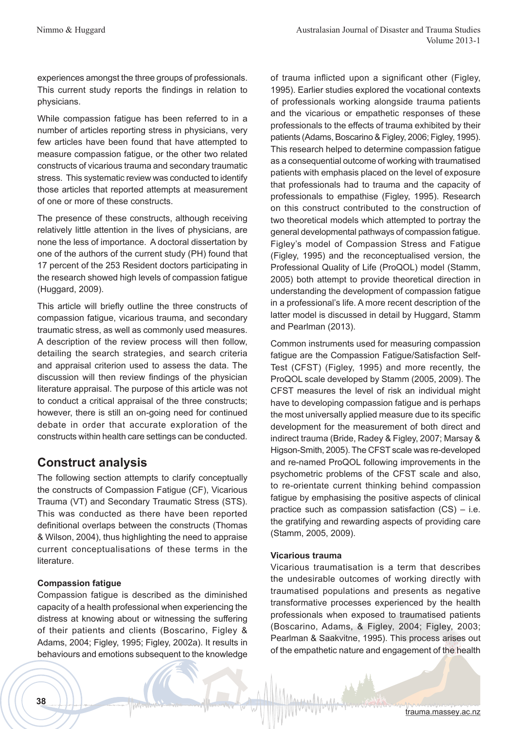experiences amongst the three groups of professionals. This current study reports the findings in relation to physicians.

While compassion fatigue has been referred to in a number of articles reporting stress in physicians, very few articles have been found that have attempted to measure compassion fatigue, or the other two related constructs of vicarious trauma and secondary traumatic stress. This systematic review was conducted to identify those articles that reported attempts at measurement of one or more of these constructs.

The presence of these constructs, although receiving relatively little attention in the lives of physicians, are none the less of importance. A doctoral dissertation by one of the authors of the current study (PH) found that 17 percent of the 253 Resident doctors participating in the research showed high levels of compassion fatigue (Huggard, 2009).

This article will briefly outline the three constructs of compassion fatigue, vicarious trauma, and secondary traumatic stress, as well as commonly used measures. A description of the review process will then follow, detailing the search strategies, and search criteria and appraisal criterion used to assess the data. The discussion will then review findings of the physician literature appraisal. The purpose of this article was not to conduct a critical appraisal of the three constructs; however, there is still an on-going need for continued debate in order that accurate exploration of the constructs within health care settings can be conducted.

## Construct analysis

The following section attempts to clarify conceptually the constructs of Compassion Fatigue (CF), Vicarious Trauma (VT) and Secondary Traumatic Stress (STS). This was conducted as there have been reported definitional overlaps between the constructs (Thomas & Wilson, 2004), thus highlighting the need to appraise current conceptualisations of these terms in the literature.

### Compassion fatigue

Compassion fatigue is described as the diminished capacity of a health professional when experiencing the distress at knowing about or witnessing the suffering of their patients and clients (Boscarino, Figley & Adams, 2004; Figley, 1995; Figley, 2002a). It results in behaviours and emotions subsequent to the knowledge of trauma inflicted upon a significant other (Figley, 1995). Earlier studies explored the vocational contexts of professionals working alongside trauma patients and the vicarious or empathetic responses of these professionals to the effects of trauma exhibited by their patients (Adams, Boscarino & Figley, 2006; Figley, 1995). This research helped to determine compassion fatigue as a consequential outcome of working with traumatised patients with emphasis placed on the level of exposure that professionals had to trauma and the capacity of professionals to empathise (Figley, 1995). Research on this construct contributed to the construction of two theoretical models which attempted to portray the general developmental pathways of compassion fatigue. Figley's model of Compassion Stress and Fatigue (Figley, 1995) and the reconceptualised version, the Professional Quality of Life (ProQOL) model (Stamm, 2005) both attempt to provide theoretical direction in understanding the development of compassion fatigue in a professional's life. A more recent description of the latter model is discussed in detail by Huggard, Stamm and Pearlman (2013).

Common instruments used for measuring compassion fatigue are the Compassion Fatigue/Satisfaction Self-Test (CFST) (Figley, 1995) and more recently, the ProQOL scale developed by Stamm (2005, 2009). The CFST measures the level of risk an individual might have to developing compassion fatigue and is perhaps the most universally applied measure due to its specific development for the measurement of both direct and indirect trauma (Bride, Radey & Figley, 2007; Marsay & Higson-Smith, 2005). The CFST scale was re-developed and re-named ProQOL following improvements in the psychometric problems of the CFST scale and also, to re-orientate current thinking behind compassion fatigue by emphasising the positive aspects of clinical practice such as compassion satisfaction (CS) – i.e. the gratifying and rewarding aspects of providing care (Stamm, 2005, 2009).

### Vicarious trauma

Vicarious traumatisation is a term that describes the undesirable outcomes of working directly with traumatised populations and presents as negative transformative processes experienced by the health professionals when exposed to traumatised patients (Boscarino, Adams, & Figley, 2004; Figley, 2003; Pearlman & Saakvitne, 1995). This process arises out of the empathetic nature and engagement of the health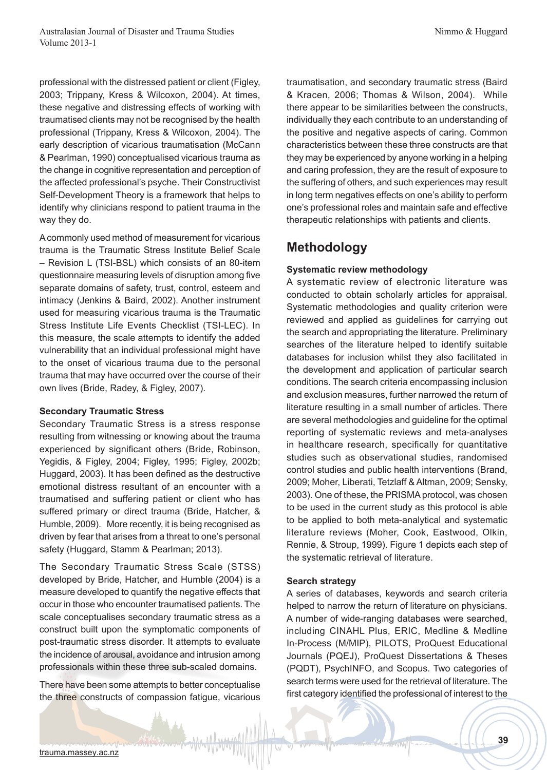professional with the distressed patient or client (Figley, 2003; Trippany, Kress & Wilcoxon, 2004). At times, these negative and distressing effects of working with traumatised clients may not be recognised by the health professional (Trippany, Kress & Wilcoxon, 2004). The early description of vicarious traumatisation (McCann & Pearlman, 1990) conceptualised vicarious trauma as the change in cognitive representation and perception of the affected professional's psyche. Their Constructivist Self-Development Theory is a framework that helps to identify why clinicians respond to patient trauma in the way they do.

A commonly used method of measurement for vicarious trauma is the Traumatic Stress Institute Belief Scale – Revision L (TSI-BSL) which consists of an 80-item questionnaire measuring levels of disruption among five separate domains of safety, trust, control, esteem and intimacy (Jenkins & Baird, 2002). Another instrument used for measuring vicarious trauma is the Traumatic Stress Institute Life Events Checklist (TSI-LEC). In this measure, the scale attempts to identify the added vulnerability that an individual professional might have to the onset of vicarious trauma due to the personal trauma that may have occurred over the course of their own lives (Bride, Radey, & Figley, 2007).

**Secondary Traumatic Stress**

Secondary Traumatic Stress is a stress response resulting from witnessing or knowing about the trauma experienced by significant others (Bride, Robinson, Yegidis, & Figley, 2004; Figley, 1995; Figley, 2002b; Huggard, 2003). It has been defined as the destructive emotional distress resultant of an encounter with a traumatised and suffering patient or client who has suffered primary or direct trauma (Bride, Hatcher, & Humble, 2009). More recently, it is being recognised as driven by fear that arises from a threat to one's personal safety (Huggard, Stamm & Pearlman; 2013).

The Secondary Traumatic Stress Scale (STSS) developed by Bride, Hatcher, and Humble (2004) is a measure developed to quantify the negative effects that occur in those who encounter traumatised patients. The scale conceptualises secondary traumatic stress as a construct built upon the symptomatic components of post-traumatic stress disorder. It attempts to evaluate the incidence of arousal, avoidance and intrusion among professionals within these three sub-scaled domains.

There have been some attempts to better conceptualise the three constructs of compassion fatigue, vicarious traumatisation, and secondary traumatic stress (Baird & Kracen, 2006; Thomas & Wilson, 2004). While there appear to be similarities between the constructs, individually they each contribute to an understanding of the positive and negative aspects of caring. Common characteristics between these three constructs are that they may be experienced by anyone working in a helping and caring profession, they are the result of exposure to the suffering of others, and such experiences may result in long term negatives effects on one's ability to perform one's professional roles and maintain safe and effective therapeutic relationships with patients and clients.

## Methodology

**Systematic review methodology**

A systematic review of electronic literature was conducted to obtain scholarly articles for appraisal. Systematic methodologies and quality criterion were reviewed and applied as guidelines for carrying out the search and appropriating the literature. Preliminary searches of the literature helped to identify suitable databases for inclusion whilst they also facilitated in the development and application of particular search conditions. The search criteria encompassing inclusion and exclusion measures, further narrowed the return of literature resulting in a small number of articles. There are several methodologies and guideline for the optimal reporting of systematic reviews and meta-analyses in healthcare research, specifically for quantitative studies such as observational studies, randomised control studies and public health interventions (Brand, 2009; Moher, Liberati, Tetzlaff & Altman, 2009; Sensky, 2003). One of these, the PRISMA protocol, was chosen to be used in the current study as this protocol is able to be applied to both meta-analytical and systematic literature reviews (Moher, Cook, Eastwood, Olkin, Rennie, & Stroup, 1999). Figure 1 depicts each step of the systematic retrieval of literature.

**Search strategy**

A series of databases, keywords and search criteria helped to narrow the return of literature on physicians. A number of wide-ranging databases were searched, including CINAHL Plus, ERIC, Medline & Medline In-Process (M/MIP), PILOTS, ProQuest Educational Journals (PQEJ), ProQuest Dissertations & Theses (PQDT), PsychINFO, and Scopus. Two categories of search terms were used for the retrieval of literature. The first category identified the professional of interest to the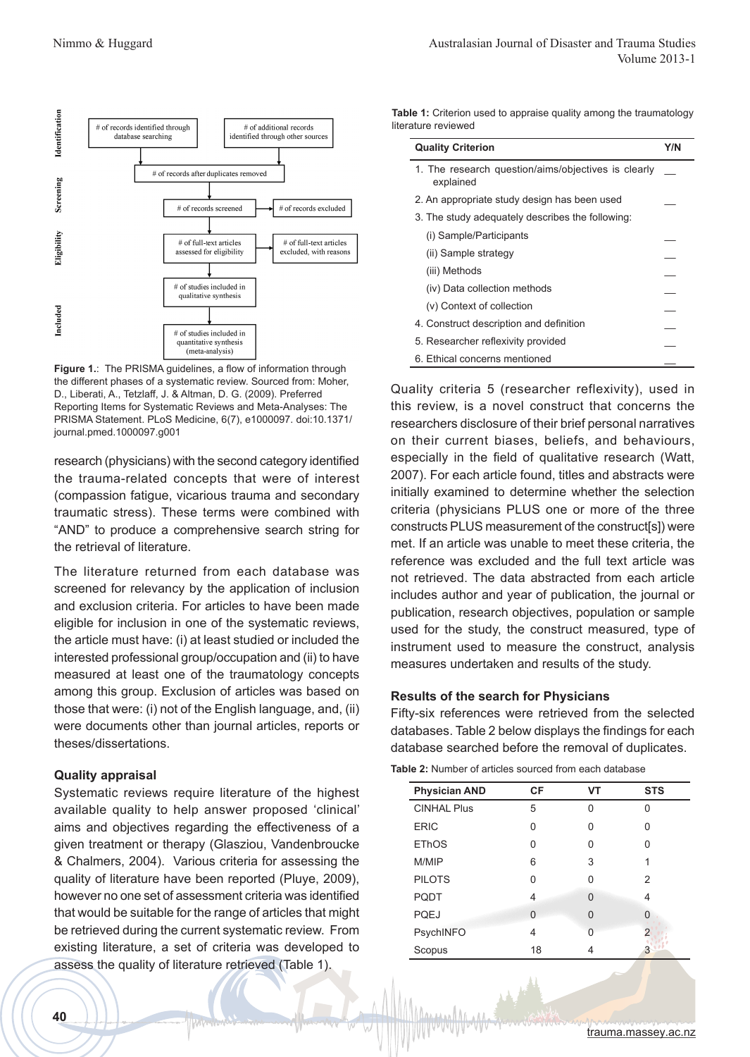Figure 1.: The PRISMA guidelines, a flow of information through the different phases of a systematic review. Sourced from: Moher, D., Liberati, A., Tetzlaff, J. & Altman, D. G. (2009). Preferred Reporting Items for Systematic Reviews and Meta-Analyses: The PRISMA Statement. PLoS Medicine, 6(7), e1000097. doi:10.1371/journal.pmed.1000097.g001

research (physicians) with the second category identified the trauma-related concepts that were of interest (compassion fatigue, vicarious trauma and secondary traumatic stress). These terms were combined with "AND" to produce a comprehensive search string for the retrieval of literature.

The literature returned from each database was screened for relevancy by the application of inclusion and exclusion criteria. For articles to have been made eligible for inclusion in one of the systematic reviews, the article must have: (i) at least studied or included the interested professional group/occupation and (ii) to have measured at least one of the traumatology concepts among this group. Exclusion of articles was based on those that were: (i) not of the English language, and, (ii) were documents other than journal articles, reports or theses/dissertations.

### Quality appraisal

Systematic reviews require literature of the highest available quality to help answer proposed 'clinical' aims and objectives regarding the effectiveness of a given treatment or therapy (Glasziou, Vandenbroucke & Chalmers, 2004). Various criteria for assessing the quality of literature have been reported (Pluye, 2009), however no one set of assessment criteria was identified that would be suitable for the range of articles that might be retrieved during the current systematic review. From existing literature, a set of criteria was developed to assess the quality of literature retrieved (Table 1).

**Table 1:** Criterion used to appraise quality among the traumatology literature reviewed

| Quality Criterion | Y/N |
|---|---|
| 1. The research question/aims/objectives is clearly explained | __ |
| 2. An appropriate study design has been used | __ |
| 3. The study adequately describes the following: | |
| (i) Sample/Participants | __ |
| (ii) Sample strategy | __ |
| (iii) Methods | __ |
| (iv) Data collection methods | __ |
| (v) Context of collection | __ |
| 4. Construct description and definition | __ |
| 5. Researcher reflexivity provided | __ |
| 6. Ethical concerns mentioned | __ |

Quality criteria 5 (researcher reflexivity), used in this review, is a novel construct that concerns the researchers disclosure of their brief personal narratives on their current biases, beliefs, and behaviours, especially in the field of qualitative research (Watt, 2007). For each article found, titles and abstracts were initially examined to determine whether the selection criteria (physicians PLUS one or more of the three constructs PLUS measurement of the construct[s]) were met. If an article was unable to meet these criteria, the reference was excluded and the full text article was not retrieved. The data abstracted from each article includes author and year of publication, the journal or publication, research objectives, population or sample used for the study, the construct measured, type of instrument used to measure the construct, analysis measures undertaken and results of the study.

### Results of the search for Physicians

Fifty-six references were retrieved from the selected databases. Table 2 below displays the findings for each database searched before the removal of duplicates.

**Table 2:** Number of articles sourced from each database

| Physician AND | CF | VT | STS |
|---|---|---|---|
| CINHAL Plus | 5 | 0 | 0 |
| ERIC | 0 | 0 | 0 |
| EThOS | 0 | 0 | 0 |
| M/MIP | 6 | 3 | 1 |
| PILOTS | 0 | 0 | 2 |
| PQDT | 4 | 0 | 4 |
| PQEJ | 0 | 0 | 0 |
| PsychINFO | 4 | 0 | 2 |
| Scopus | 18 | 4 | 3 |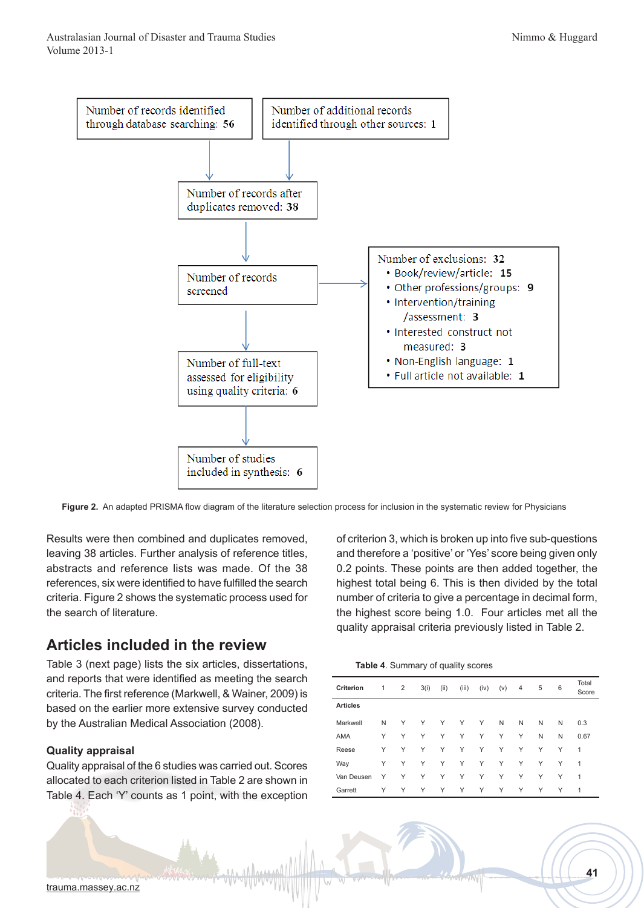Number of records identified through database searching: **56**

Number of additional records identified through other sources: **1**

Number of records after duplicates removed: **38**

Number of records screened

Number of exclusions: **32**

- Book/review/article: **15**
- Other professions/groups: **9**
- Intervention/training /assessment: **3**
- Interested construct not measured: **3**
- Non-English language: **1**
- Full article not available: **1**

Number of full-text assessed for eligibility using quality criteria: **6**

Number of studies included in synthesis: **6**

**Figure 2.** An adapted PRISMA flow diagram of the literature selection process for inclusion in the systematic review for Physicians

Results were then combined and duplicates removed, leaving 38 articles. Further analysis of reference titles, abstracts and reference lists was made. Of the 38 references, six were identified to have fulfilled the search criteria. Figure 2 shows the systematic process used for the search of literature.

## Articles included in the review

Table 3 (next page) lists the six articles, dissertations, and reports that were identified as meeting the search criteria. The first reference (Markwell, & Wainer, 2009) is based on the earlier more extensive survey conducted by the Australian Medical Association (2008).

### Quality appraisal

Quality appraisal of the 6 studies was carried out. Scores allocated to each criterion listed in Table 2 are shown in Table 4. Each 'Y' counts as 1 point, with the exception of criterion 3, which is broken up into five sub-questions and therefore a 'positive' or 'Yes' score being given only 0.2 points. These points are then added together, the highest total being 6. This is then divided by the total number of criteria to give a percentage in decimal form, the highest score being 1.0. Four articles met all the quality appraisal criteria previously listed in Table 2.

**Table 4**. Summary of quality scores

| Criterion | 1 | 2 | 3(i) | (ii) | (iii) | (iv) | (v) | 4 | 5 | 6 | Total Score |
|---|---|---|---|---|---|---|---|---|---|---|---|
| **Articles** | | | | | | | | | | | |
| Markwell | N | Y | Y | Y | Y | Y | N | N | N | N | 0.3 |
| AMA | Y | Y | Y | Y | Y | Y | Y | Y | N | N | 0.67 |
| Reese | Y | Y | Y | Y | Y | Y | Y | Y | Y | Y | 1 |
| Way | Y | Y | Y | Y | Y | Y | Y | Y | Y | Y | 1 |
| Van Deusen | Y | Y | Y | Y | Y | Y | Y | Y | Y | Y | 1 |
| Garrett | Y | Y | Y | Y | Y | Y | Y | Y | Y | Y | 1 |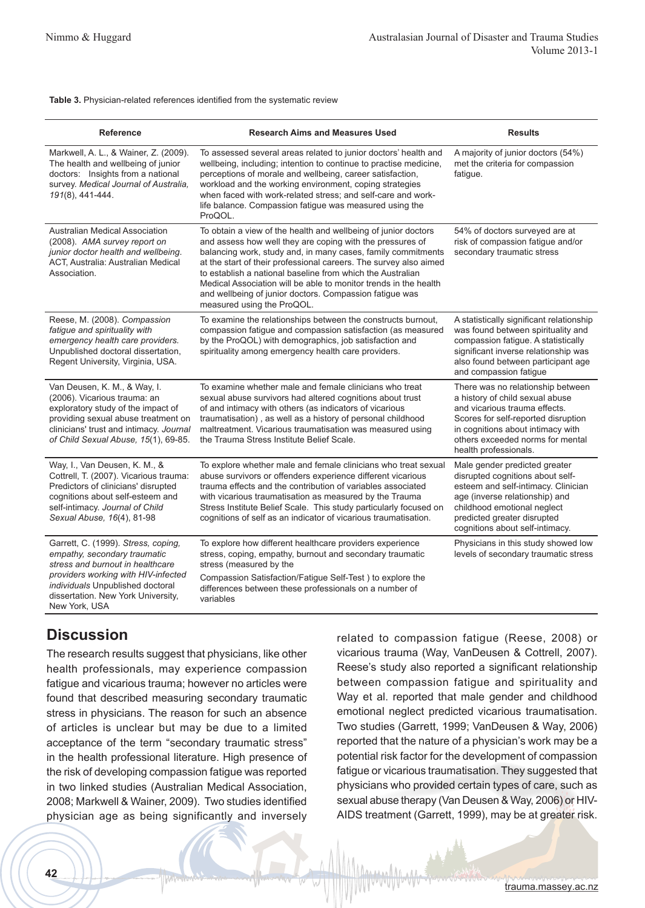**Table 3.** Physician-related references identified from the systematic review

| Reference | Research Aims and Measures Used | Results |
|---|---|---|
| Markwell, A. L., & Wainer, Z. (2009). The health and wellbeing of junior doctors: Insights from a national survey. *Medical Journal of Australia, 191*(8), 441-444. | To assessed several areas related to junior doctors' health and wellbeing, including; intention to continue to practise medicine, perceptions of morale and wellbeing, career satisfaction, workload and the working environment, coping strategies when faced with work-related stress; and self-care and work-life balance. Compassion fatigue was measured using the ProQOL. | A majority of junior doctors (54%) met the criteria for compassion fatigue. |
| Australian Medical Association (2008). *AMA survey report on junior doctor health and wellbeing.* ACT, Australia: Australian Medical Association. | To obtain a view of the health and wellbeing of junior doctors and assess how well they are coping with the pressures of balancing work, study and, in many cases, family commitments at the start of their professional careers. The survey also aimed to establish a national baseline from which the Australian Medical Association will be able to monitor trends in the health and wellbeing of junior doctors. Compassion fatigue was measured using the ProQOL. | 54% of doctors surveyed are at risk of compassion fatigue and/or secondary traumatic stress |
| Reese, M. (2008). *Compassion fatigue and spirituality with emergency health care providers.* Unpublished doctoral dissertation, Regent University, Virginia, USA. | To examine the relationships between the constructs burnout, compassion fatigue and compassion satisfaction (as measured by the ProQOL) with demographics, job satisfaction and spirituality among emergency health care providers. | A statistically significant relationship was found between spirituality and compassion fatigue. A statistically significant inverse relationship was also found between participant age and compassion fatigue |
| Van Deusen, K. M., & Way, I. (2006). Vicarious trauma: an exploratory study of the impact of providing sexual abuse treatment on clinicians' trust and intimacy. *Journal of Child Sexual Abuse, 15*(1), 69-85. | To examine whether male and female clinicians who treat sexual abuse survivors had altered cognitions about trust and of intimacy with others (as indicators of vicarious traumatisation) , as well as a history of personal childhood maltreatment. Vicarious traumatisation was measured using the Trauma Stress Institute Belief Scale. | There was no relationship between a history of child sexual abuse and vicarious trauma effects. Scores for self-reported disruption in cognitions about intimacy with others exceeded norms for mental health professionals. |
| Way, I., Van Deusen, K. M., & Cottrell, T. (2007). Vicarious trauma: Predictors of clinicians' disrupted cognitions about self-esteem and self-intimacy. *Journal of Child Sexual Abuse, 16*(4), 81-98 | To explore whether male and female clinicians who treat sexual abuse survivors or offenders experience different vicarious trauma effects and the contribution of variables associated with vicarious traumatisation as measured by the Trauma Stress Institute Belief Scale. This study particularly focused on cognitions of self as an indicator of vicarious traumatisation. | Male gender predicted greater disrupted cognitions about self-esteem and self-intimacy. Clinician age (inverse relationship) and childhood emotional neglect predicted greater disrupted cognitions about self-intimacy. |
| Garrett, C. (1999). *Stress, coping, empathy, secondary traumatic stress and burnout in healthcare providers working with HIV-infected individuals* Unpublished doctoral dissertation. New York University, New York, USA | To explore how different healthcare providers experience stress, coping, empathy, burnout and secondary traumatic stress (measured by the Compassion Satisfaction/Fatigue Self-Test ) to explore the differences between these professionals on a number of variables | Physicians in this study showed low levels of secondary traumatic stress |

## Discussion

The research results suggest that physicians, like other health professionals, may experience compassion fatigue and vicarious trauma; however no articles were found that described measuring secondary traumatic stress in physicians. The reason for such an absence of articles is unclear but may be due to a limited acceptance of the term "secondary traumatic stress" in the health professional literature. High presence of the risk of developing compassion fatigue was reported in two linked studies (Australian Medical Association, 2008; Markwell & Wainer, 2009). Two studies identified physician age as being significantly and inversely related to compassion fatigue (Reese, 2008) or vicarious trauma (Way, VanDeusen & Cottrell, 2007). Reese's study also reported a significant relationship between compassion fatigue and spirituality and Way et al. reported that male gender and childhood emotional neglect predicted vicarious traumatisation. Two studies (Garrett, 1999; VanDeusen & Way, 2006) reported that the nature of a physician's work may be a potential risk factor for the development of compassion fatigue or vicarious traumatisation. They suggested that physicians who provided certain types of care, such as sexual abuse therapy (Van Deusen & Way, 2006) or HIV-AIDS treatment (Garrett, 1999), may be at greater risk.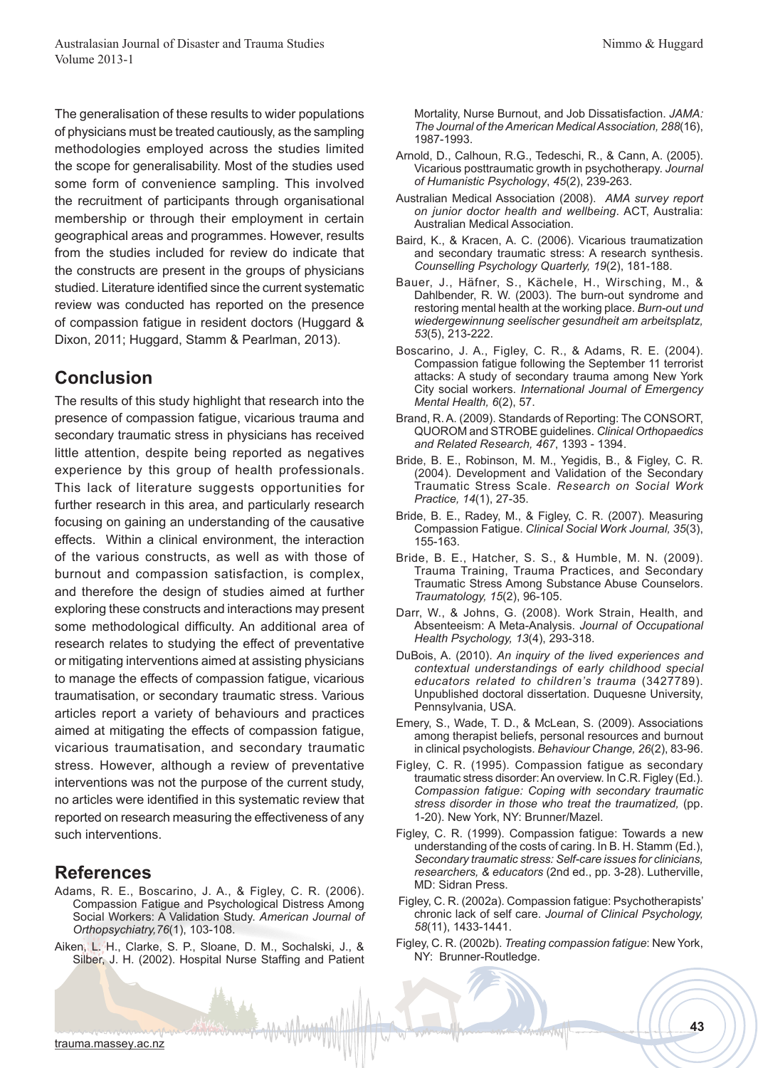The generalisation of these results to wider populations of physicians must be treated cautiously, as the sampling methodologies employed across the studies limited the scope for generalisability. Most of the studies used some form of convenience sampling. This involved the recruitment of participants through organisational membership or through their employment in certain geographical areas and programmes. However, results from the studies included for review do indicate that the constructs are present in the groups of physicians studied. Literature identified since the current systematic review was conducted has reported on the presence of compassion fatigue in resident doctors (Huggard & Dixon, 2011; Huggard, Stamm & Pearlman, 2013).

## Conclusion

The results of this study highlight that research into the presence of compassion fatigue, vicarious trauma and secondary traumatic stress in physicians has received little attention, despite being reported as negatives experience by this group of health professionals. This lack of literature suggests opportunities for further research in this area, and particularly research focusing on gaining an understanding of the causative effects. Within a clinical environment, the interaction of the various constructs, as well as with those of burnout and compassion satisfaction, is complex, and therefore the design of studies aimed at further exploring these constructs and interactions may present some methodological difficulty. An additional area of research relates to studying the effect of preventative or mitigating interventions aimed at assisting physicians to manage the effects of compassion fatigue, vicarious traumatisation, or secondary traumatic stress. Various articles report a variety of behaviours and practices aimed at mitigating the effects of compassion fatigue, vicarious traumatisation, and secondary traumatic stress. However, although a review of preventative interventions was not the purpose of the current study, no articles were identified in this systematic review that reported on research measuring the effectiveness of any such interventions.

## References

Adams, R. E., Boscarino, J. A., & Figley, C. R. (2006). Compassion Fatigue and Psychological Distress Among Social Workers: A Validation Study. *American Journal of Orthopsychiatry,76*(1), 103-108.

Aiken, L. H., Clarke, S. P., Sloane, D. M., Sochalski, J., & Silber, J. H. (2002). Hospital Nurse Staffing and Patient Mortality, Nurse Burnout, and Job Dissatisfaction. *JAMA: The Journal of the American Medical Association, 288*(16), 1987-1993.

Arnold, D., Calhoun, R.G., Tedeschi, R., & Cann, A. (2005). Vicarious posttraumatic growth in psychotherapy. *Journal of Humanistic Psychology*, *45*(2), 239-263.

Australian Medical Association (2008). *AMA survey report on junior doctor health and wellbeing*. ACT, Australia: Australian Medical Association.

Baird, K., & Kracen, A. C. (2006). Vicarious traumatization and secondary traumatic stress: A research synthesis. *Counselling Psychology Quarterly, 19*(2), 181-188.

Bauer, J., Häfner, S., Kächele, H., Wirsching, M., & Dahlbender, R. W. (2003). The burn-out syndrome and restoring mental health at the working place. *Burn-out und wiedergewinnung seelischer gesundheit am arbeitsplatz, 53*(5), 213-222.

Boscarino, J. A., Figley, C. R., & Adams, R. E. (2004). Compassion fatigue following the September 11 terrorist attacks: A study of secondary trauma among New York City social workers. *International Journal of Emergency Mental Health, 6*(2), 57.

Brand, R. A. (2009). Standards of Reporting: The CONSORT, QUOROM and STROBE guidelines. *Clinical Orthopaedics and Related Research, 467*, 1393 - 1394.

Bride, B. E., Robinson, M. M., Yegidis, B., & Figley, C. R. (2004). Development and Validation of the Secondary Traumatic Stress Scale. *Research on Social Work Practice, 14*(1), 27-35.

Bride, B. E., Radey, M., & Figley, C. R. (2007). Measuring Compassion Fatigue. *Clinical Social Work Journal, 35*(3), 155-163.

Bride, B. E., Hatcher, S. S., & Humble, M. N. (2009). Trauma Training, Trauma Practices, and Secondary Traumatic Stress Among Substance Abuse Counselors. *Traumatology, 15*(2), 96-105.

Darr, W., & Johns, G. (2008). Work Strain, Health, and Absenteeism: A Meta-Analysis. *Journal of Occupational Health Psychology, 13*(4), 293-318.

DuBois, A. (2010). *An inquiry of the lived experiences and contextual understandings of early childhood special educators related to children's trauma* (3427789). Unpublished doctoral dissertation. Duquesne University, Pennsylvania, USA.

Emery, S., Wade, T. D., & McLean, S. (2009). Associations among therapist beliefs, personal resources and burnout in clinical psychologists. *Behaviour Change, 26*(2), 83-96.

Figley, C. R. (1995). Compassion fatigue as secondary traumatic stress disorder: An overview. In C.R. Figley (Ed.). *Compassion fatigue: Coping with secondary traumatic stress disorder in those who treat the traumatized,* (pp. 1-20). New York, NY: Brunner/Mazel.

Figley, C. R. (1999). Compassion fatigue: Towards a new understanding of the costs of caring. In B. H. Stamm (Ed.), *Secondary traumatic stress: Self-care issues for clinicians, researchers, & educators* (2nd ed., pp. 3-28). Lutherville, MD: Sidran Press.

Figley, C. R. (2002a). Compassion fatigue: Psychotherapists' chronic lack of self care. *Journal of Clinical Psychology, 58*(11), 1433-1441.

Figley, C. R. (2002b). *Treating compassion fatigue*: New York, NY: Brunner-Routledge.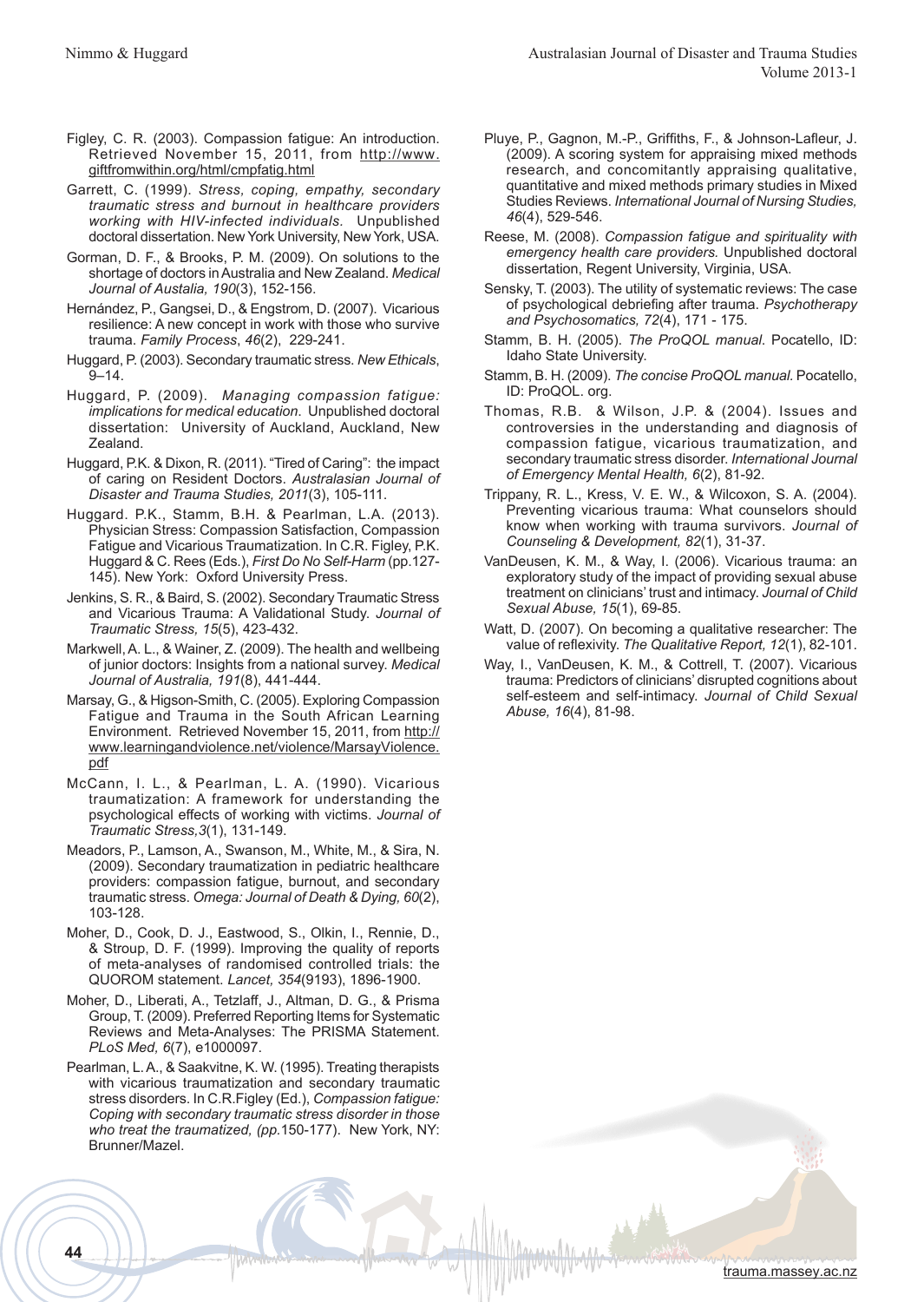Figley, C. R. (2003). Compassion fatigue: An introduction. Retrieved November 15, 2011, from http://www.giftfromwithin.org/html/cmpfatig.html

Garrett, C. (1999). *Stress, coping, empathy, secondary traumatic stress and burnout in healthcare providers working with HIV-infected individuals.* Unpublished doctoral dissertation. New York University, New York, USA.

Gorman, D. F., & Brooks, P. M. (2009). On solutions to the shortage of doctors in Australia and New Zealand. *Medical Journal of Austalia, 190*(3), 152-156.

Hernández, P., Gangsei, D., & Engstrom, D. (2007). Vicarious resilience: A new concept in work with those who survive trauma. *Family Process*, *46*(2), 229-241.

Huggard, P. (2003). Secondary traumatic stress. *New Ethicals*, 9–14.

Huggard, P. (2009). *Managing compassion fatigue: implications for medical education.* Unpublished doctoral dissertation: University of Auckland, Auckland, New Zealand.

Huggard, P.K. & Dixon, R. (2011). "Tired of Caring": the impact of caring on Resident Doctors. *Australasian Journal of Disaster and Trauma Studies, 2011*(3), 105-111.

Huggard. P.K., Stamm, B.H. & Pearlman, L.A. (2013). Physician Stress: Compassion Satisfaction, Compassion Fatigue and Vicarious Traumatization. In C.R. Figley, P.K. Huggard & C. Rees (Eds.), *First Do No Self-Harm* (pp.127-145). New York: Oxford University Press.

Jenkins, S. R., & Baird, S. (2002). Secondary Traumatic Stress and Vicarious Trauma: A Validational Study. *Journal of Traumatic Stress, 15*(5), 423-432.

Markwell, A. L., & Wainer, Z. (2009). The health and wellbeing of junior doctors: Insights from a national survey. *Medical Journal of Australia, 191*(8), 441-444.

Marsay, G., & Higson-Smith, C. (2005). Exploring Compassion Fatigue and Trauma in the South African Learning Environment. Retrieved November 15, 2011, from http://www.learningandviolence.net/violence/MarsayViolence.pdf

McCann, I. L., & Pearlman, L. A. (1990). Vicarious traumatization: A framework for understanding the psychological effects of working with victims. *Journal of Traumatic Stress,3*(1), 131-149.

Meadors, P., Lamson, A., Swanson, M., White, M., & Sira, N. (2009). Secondary traumatization in pediatric healthcare providers: compassion fatigue, burnout, and secondary traumatic stress. *Omega: Journal of Death & Dying, 60*(2), 103-128.

Moher, D., Cook, D. J., Eastwood, S., Olkin, I., Rennie, D., & Stroup, D. F. (1999). Improving the quality of reports of meta-analyses of randomised controlled trials: the QUOROM statement. *Lancet, 354*(9193), 1896-1900.

Moher, D., Liberati, A., Tetzlaff, J., Altman, D. G., & Prisma Group, T. (2009). Preferred Reporting Items for Systematic Reviews and Meta-Analyses: The PRISMA Statement. *PLoS Med, 6*(7), e1000097.

Pearlman, L. A., & Saakvitne, K. W. (1995). Treating therapists with vicarious traumatization and secondary traumatic stress disorders. In C.R.Figley (Ed.), *Compassion fatigue: Coping with secondary traumatic stress disorder in those who treat the traumatized, (pp.*150-177). New York, NY: Brunner/Mazel.

Pluye, P., Gagnon, M.-P., Griffiths, F., & Johnson-Lafleur, J. (2009). A scoring system for appraising mixed methods research, and concomitantly appraising qualitative, quantitative and mixed methods primary studies in Mixed Studies Reviews. *International Journal of Nursing Studies, 46*(4), 529-546.

Reese, M. (2008). *Compassion fatigue and spirituality with emergency health care providers.* Unpublished doctoral dissertation, Regent University, Virginia, USA.

Sensky, T. (2003). The utility of systematic reviews: The case of psychological debriefing after trauma. *Psychotherapy and Psychosomatics, 72*(4), 171 - 175.

Stamm, B. H. (2005). *The ProQOL manual.* Pocatello, ID: Idaho State University.

Stamm, B. H. (2009). *The concise ProQOL manual*. Pocatello, ID: ProQOL. org.

Thomas, R.B. & Wilson, J.P. & (2004). Issues and controversies in the understanding and diagnosis of compassion fatigue, vicarious traumatization, and secondary traumatic stress disorder. *International Journal of Emergency Mental Health, 6*(2), 81-92.

Trippany, R. L., Kress, V. E. W., & Wilcoxon, S. A. (2004). Preventing vicarious trauma: What counselors should know when working with trauma survivors. *Journal of Counseling & Development, 82*(1), 31-37.

VanDeusen, K. M., & Way, I. (2006). Vicarious trauma: an exploratory study of the impact of providing sexual abuse treatment on clinicians' trust and intimacy. *Journal of Child Sexual Abuse, 15*(1), 69-85.

Watt, D. (2007). On becoming a qualitative researcher: The value of reflexivity. *The Qualitative Report, 12*(1), 82-101.

Way, I., VanDeusen, K. M., & Cottrell, T. (2007). Vicarious trauma: Predictors of clinicians' disrupted cognitions about self-esteem and self-intimacy. *Journal of Child Sexual Abuse, 16*(4), 81-98.